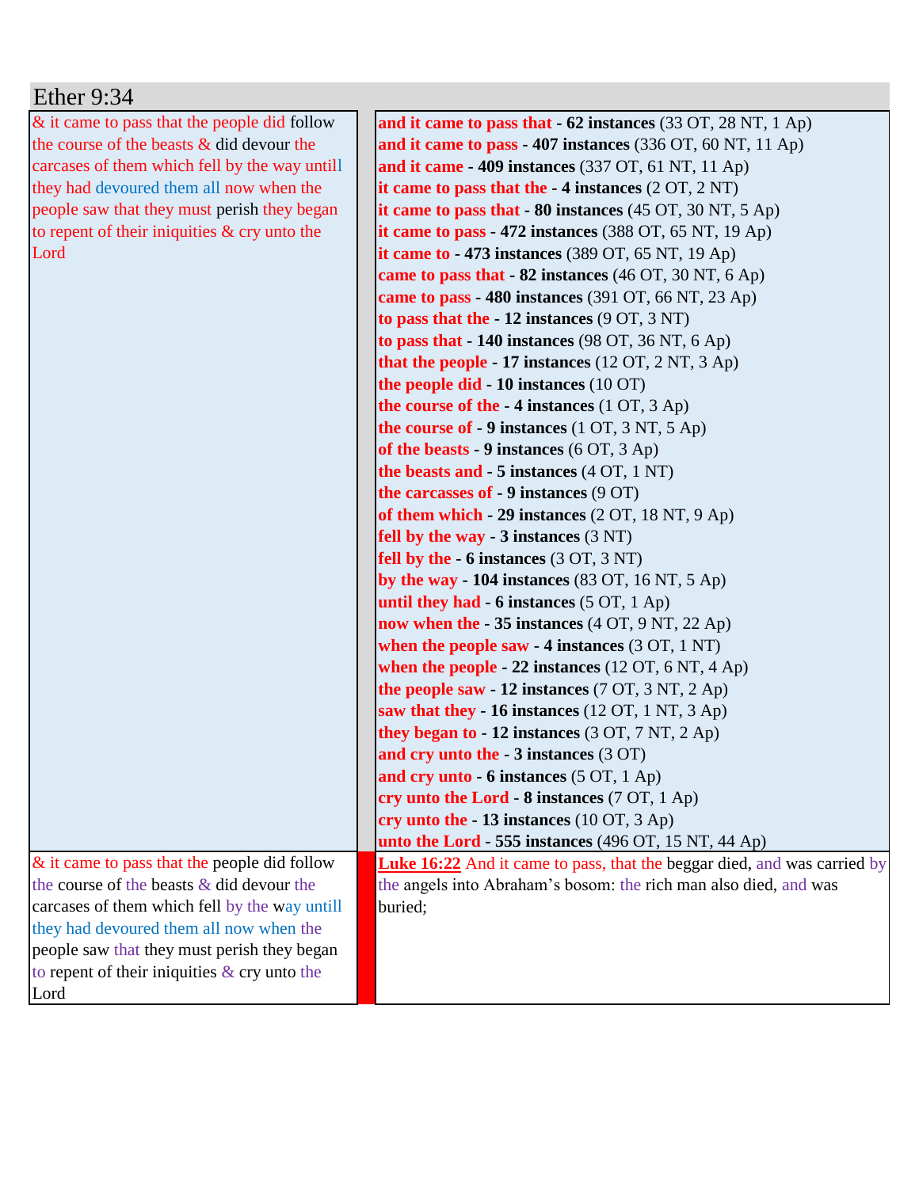# Ether 9:34

| | |
|---|---|
| & it came to pass that the people did follow the course of the beasts & did devour the carcases of them which fell by the way untill they had devoured them all now when the people saw that they must perish they began to repent of their iniquities & cry unto the Lord | **and it came to pass that** - **62 instances** (33 OT, 28 NT, 1 Ap)<br>**and it came to pass** - **407 instances** (336 OT, 60 NT, 11 Ap)<br>**and it came** - **409 instances** (337 OT, 61 NT, 11 Ap)<br>**it came to pass that the** - **4 instances** (2 OT, 2 NT)<br>**it came to pass that** - **80 instances** (45 OT, 30 NT, 5 Ap)<br>**it came to pass** - **472 instances** (388 OT, 65 NT, 19 Ap)<br>**it came to** - **473 instances** (389 OT, 65 NT, 19 Ap)<br>**came to pass that** - **82 instances** (46 OT, 30 NT, 6 Ap)<br>**came to pass** - **480 instances** (391 OT, 66 NT, 23 Ap)<br>**to pass that the** - **12 instances** (9 OT, 3 NT)<br>**to pass that** - **140 instances** (98 OT, 36 NT, 6 Ap)<br>**that the people** - **17 instances** (12 OT, 2 NT, 3 Ap)<br>**the people did** - **10 instances** (10 OT)<br>**the course of the** - **4 instances** (1 OT, 3 Ap)<br>**the course of** - **9 instances** (1 OT, 3 NT, 5 Ap)<br>**of the beasts** - **9 instances** (6 OT, 3 Ap)<br>**the beasts and** - **5 instances** (4 OT, 1 NT)<br>**the carcasses of** - **9 instances** (9 OT)<br>**of them which** - **29 instances** (2 OT, 18 NT, 9 Ap)<br>**fell by the way** - **3 instances** (3 NT)<br>**fell by the** - **6 instances** (3 OT, 3 NT)<br>**by the way** - **104 instances** (83 OT, 16 NT, 5 Ap)<br>**until they had** - **6 instances** (5 OT, 1 Ap)<br>**now when the** - **35 instances** (4 OT, 9 NT, 22 Ap)<br>**when the people saw** - **4 instances** (3 OT, 1 NT)<br>**when the people** - **22 instances** (12 OT, 6 NT, 4 Ap)<br>**the people saw** - **12 instances** (7 OT, 3 NT, 2 Ap)<br>**saw that they** - **16 instances** (12 OT, 1 NT, 3 Ap)<br>**they began to** - **12 instances** (3 OT, 7 NT, 2 Ap)<br>**and cry unto the** - **3 instances** (3 OT)<br>**and cry unto** - **6 instances** (5 OT, 1 Ap)<br>**cry unto the Lord** - **8 instances** (7 OT, 1 Ap)<br>**cry unto the** - **13 instances** (10 OT, 3 Ap)<br>**unto the Lord** - **555 instances** (496 OT, 15 NT, 44 Ap) |
| & it came to pass that the people did follow the course of the beasts & did devour the carcases of them which fell by the way untill they had devoured them all now when the people saw that they must perish they began to repent of their iniquities & cry unto the Lord | **Luke 16:22** And it came to pass, that the beggar died, and was carried by the angels into Abraham's bosom: the rich man also died, and was buried; |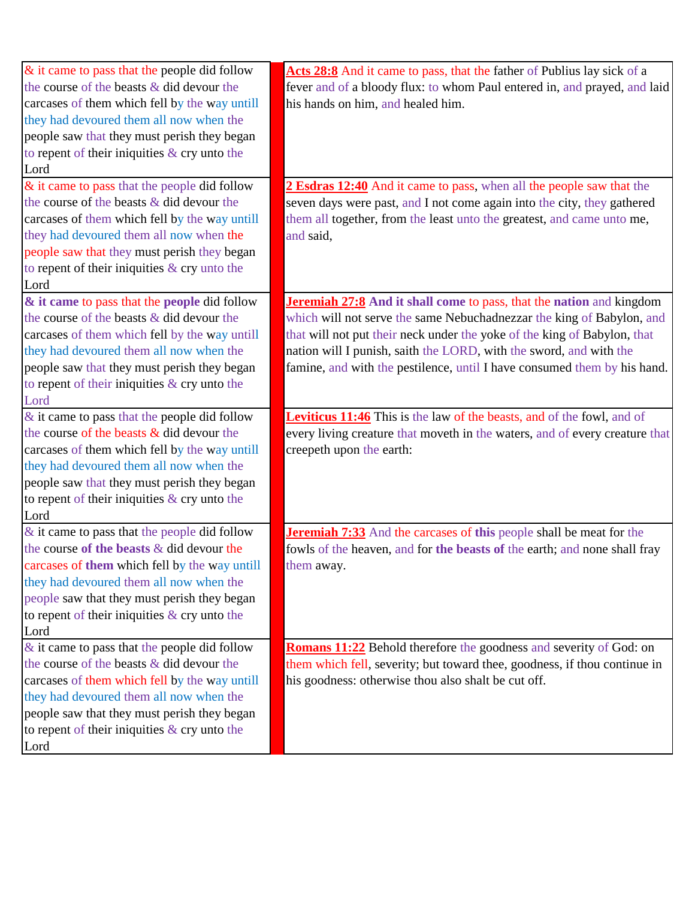| & it came to pass that the people did follow the course of the beasts & did devour the carcases of them which fell by the way untill they had devoured them all now when the people saw that they must perish they began to repent of their iniquities & cry unto the Lord | | **Acts 28:8** And it came to pass, that the father of Publius lay sick of a fever and of a bloody flux: to whom Paul entered in, and prayed, and laid his hands on him, and healed him. |
|---|---|---|
| & it came to pass that the people did follow the course of the beasts & did devour the carcases of them which fell by the way untill they had devoured them all now when the people saw that they must perish they began to repent of their iniquities & cry unto the Lord | | **2 Esdras 12:40** And it came to pass, when all the people saw that the seven days were past, and I not come again into the city, they gathered them all together, from the least unto the greatest, and came unto me, and said, |
| **& it came** to pass that the **people** did follow the course of the beasts & did devour the carcases of them which fell by the way untill they had devoured them all now when the people saw that they must perish they began to repent of their iniquities & cry unto the Lord | | **Jeremiah 27:8** **And it shall come** to pass, that the **nation** and kingdom which will not serve the same Nebuchadnezzar the king of Babylon, and that will not put their neck under the yoke of the king of Babylon, that nation will I punish, saith the LORD, with the sword, and with the famine, and with the pestilence, until I have consumed them by his hand. |
| & it came to pass that the people did follow the course of the beasts & did devour the carcases of them which fell by the way untill they had devoured them all now when the people saw that they must perish they began to repent of their iniquities & cry unto the Lord | | **Leviticus 11:46** This is the law of the beasts, and of the fowl, and of every living creature that moveth in the waters, and of every creature that creepeth upon the earth: |
| & it came to pass that the people did follow the course **of the beasts** & did devour the carcases of **them** which fell by the way untill they had devoured them all now when the people saw that they must perish they began to repent of their iniquities & cry unto the Lord | | **Jeremiah 7:33** And the carcases of **this** people shall be meat for the fowls of the heaven, and for **the beasts of** the earth; and none shall fray them away. |
| & it came to pass that the people did follow the course of the beasts & did devour the carcases of them which fell by the way untill they had devoured them all now when the people saw that they must perish they began to repent of their iniquities & cry unto the Lord | | **Romans 11:22** Behold therefore the goodness and severity of God: on them which fell, severity; but toward thee, goodness, if thou continue in his goodness: otherwise thou also shalt be cut off. |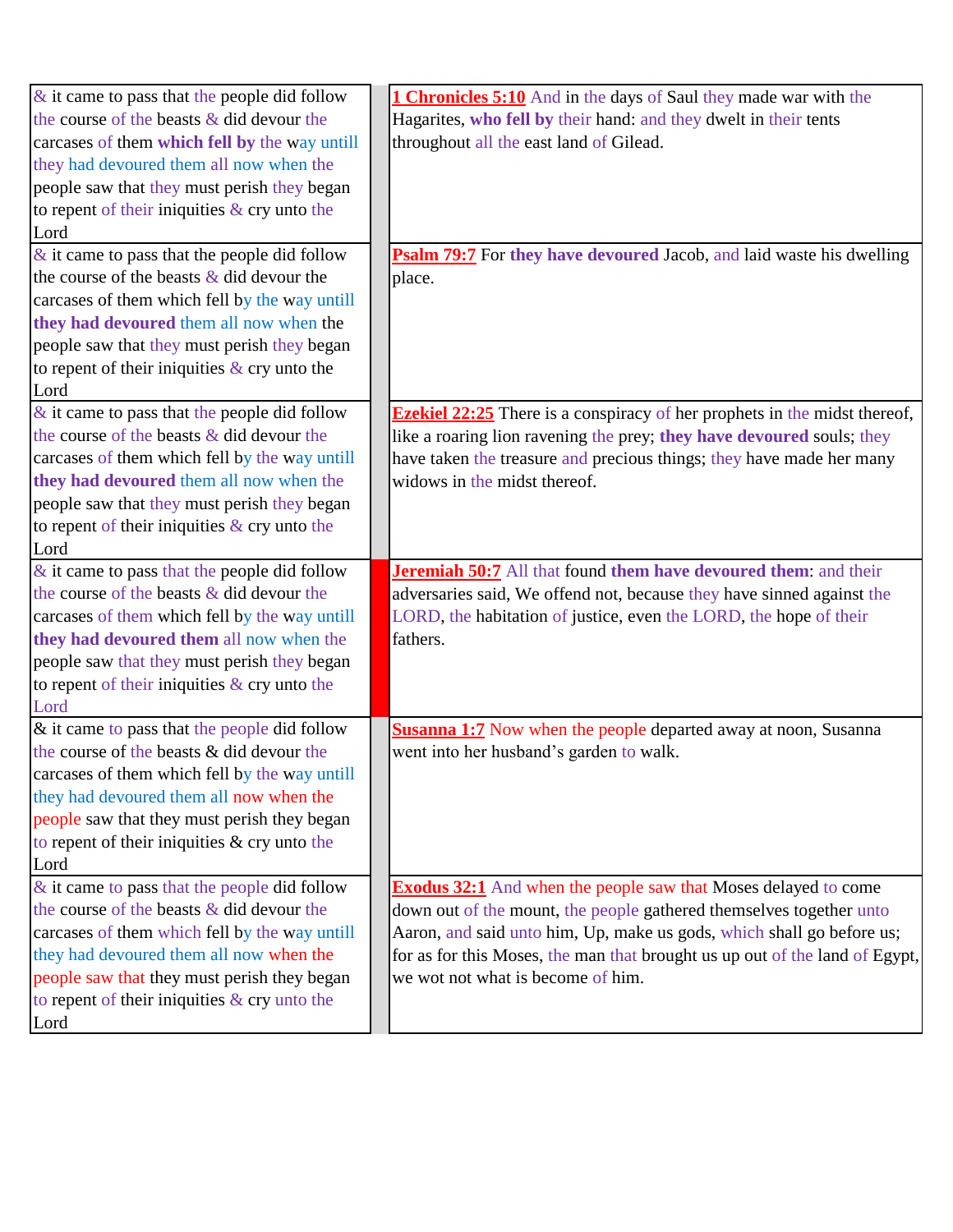| | | |
|---|---|---|
| & it came to pass that the people did follow the course of the beasts & did devour the carcases of them **which fell by** the way untill they had devoured them all now when the people saw that they must perish they began to repent of their iniquities & cry unto the Lord | | **1 Chronicles 5:10** And in the days of Saul they made war with the Hagarites, **who fell by** their hand: and they dwelt in their tents throughout all the east land of Gilead. |
| & it came to pass that the people did follow the course of the beasts & did devour the carcases of them which fell by the way untill **they had devoured** them all now when the people saw that they must perish they began to repent of their iniquities & cry unto the Lord | | **Psalm 79:7** For **they have devoured** Jacob, and laid waste his dwelling place. |
| & it came to pass that the people did follow the course of the beasts & did devour the carcases of them which fell by the way untill **they had devoured** them all now when the people saw that they must perish they began to repent of their iniquities & cry unto the Lord | | **Ezekiel 22:25** There is a conspiracy of her prophets in the midst thereof, like a roaring lion ravening the prey; **they have devoured** souls; they have taken the treasure and precious things; they have made her many widows in the midst thereof. |
| & it came to pass that the people did follow the course of the beasts & did devour the carcases of them which fell by the way untill **they had devoured them** all now when the people saw that they must perish they began to repent of their iniquities & cry unto the Lord | | **Jeremiah 50:7** All that found **them have devoured them**: and their adversaries said, We offend not, because they have sinned against the LORD, the habitation of justice, even the LORD, the hope of their fathers. |
| & it came to pass that the people did follow the course of the beasts & did devour the carcases of them which fell by the way untill they had devoured them all now when the people saw that they must perish they began to repent of their iniquities & cry unto the Lord | | **Susanna 1:7** Now when the people departed away at noon, Susanna went into her husband's garden to walk. |
| & it came to pass that the people did follow the course of the beasts & did devour the carcases of them which fell by the way untill they had devoured them all now when the people saw that they must perish they began to repent of their iniquities & cry unto the Lord | | **Exodus 32:1** And when the people saw that Moses delayed to come down out of the mount, the people gathered themselves together unto Aaron, and said unto him, Up, make us gods, which shall go before us; for as for this Moses, the man that brought us up out of the land of Egypt, we wot not what is become of him. |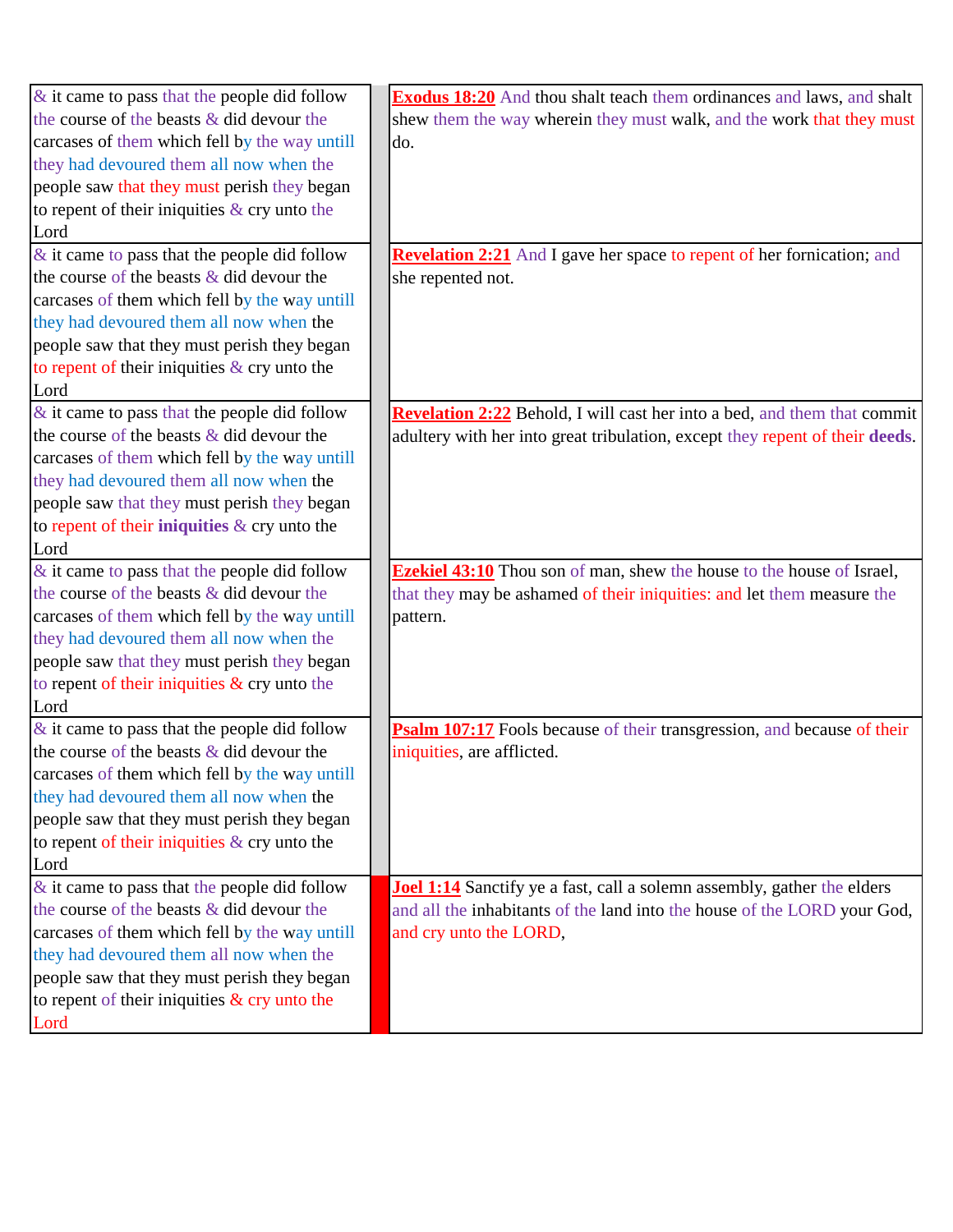| | | |
|---|---|---|
| & it came to pass that the people did follow the course of the beasts & did devour the carcases of them which fell by the way untill they had devoured them all now when the people saw that they must perish they began to repent of their iniquities & cry unto the Lord | | **Exodus 18:20** And thou shalt teach them ordinances and laws, and shalt shew them the way wherein they must walk, and the work that they must do. |
| & it came to pass that the people did follow the course of the beasts & did devour the carcases of them which fell by the way untill they had devoured them all now when the people saw that they must perish they began to repent of their iniquities & cry unto the Lord | | **Revelation 2:21** And I gave her space to repent of her fornication; and she repented not. |
| & it came to pass that the people did follow the course of the beasts & did devour the carcases of them which fell by the way untill they had devoured them all now when the people saw that they must perish they began to repent of their **iniquities** & cry unto the Lord | | **Revelation 2:22** Behold, I will cast her into a bed, and them that commit adultery with her into great tribulation, except they repent of their **deeds**. |
| & it came to pass that the people did follow the course of the beasts & did devour the carcases of them which fell by the way untill they had devoured them all now when the people saw that they must perish they began to repent of their iniquities & cry unto the Lord | | **Ezekiel 43:10** Thou son of man, shew the house to the house of Israel, that they may be ashamed of their iniquities: and let them measure the pattern. |
| & it came to pass that the people did follow the course of the beasts & did devour the carcases of them which fell by the way untill they had devoured them all now when the people saw that they must perish they began to repent of their iniquities & cry unto the Lord | | **Psalm 107:17** Fools because of their transgression, and because of their iniquities, are afflicted. |
| & it came to pass that the people did follow the course of the beasts & did devour the carcases of them which fell by the way untill they had devoured them all now when the people saw that they must perish they began to repent of their iniquities & cry unto the Lord | | **Joel 1:14** Sanctify ye a fast, call a solemn assembly, gather the elders and all the inhabitants of the land into the house of the LORD your God, and cry unto the LORD, |